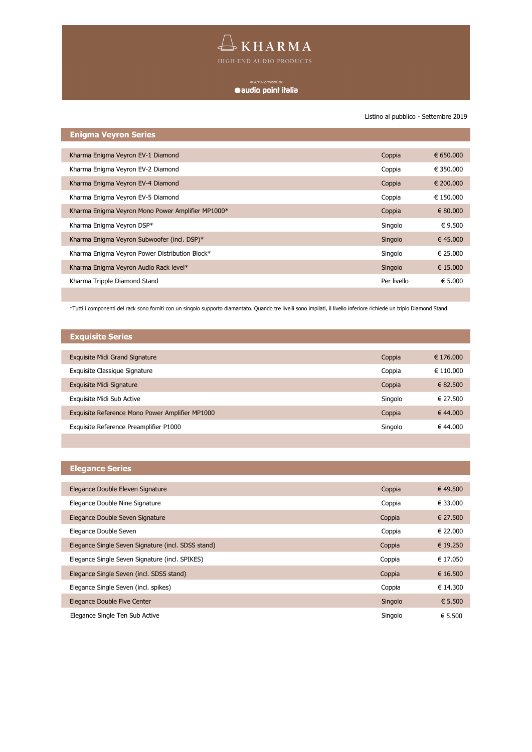# KHARMA

HIGH-END AUDIO PRODUCTS

MARCHIO DISTRIBUITO DA

audio point italia

Listino al pubblico - Settembre 2019

## Enigma Veyron Series

| | | |
|---|---|---|
| Kharma Enigma Veyron EV-1 Diamond | Coppia | € 650.000 |
| Kharma Enigma Veyron EV-2 Diamond | Coppia | € 350.000 |
| Kharma Enigma Veyron EV-4 Diamond | Coppia | € 200.000 |
| Kharma Enigma Veyron EV-5 Diamond | Coppia | € 150.000 |
| Kharma Enigma Veyron Mono Power Amplifier MP1000* | Coppia | € 80.000 |
| Kharma Enigma Veyron DSP* | Singolo | € 9.500 |
| Kharma Enigma Veyron Subwoofer (incl. DSP)* | Singolo | € 45.000 |
| Kharma Enigma Veyron Power Distribution Block* | Singolo | € 25.000 |
| Kharma Enigma Veyron Audio Rack level* | Singolo | € 15.000 |
| Kharma Tripple Diamond Stand | Per livello | € 5.000 |

*Tutti i componenti del rack sono forniti con un singolo supporto diamantato. Quando tre livelli sono impilati, il livello inferiore richiede un triplo Diamond Stand.

## Exquisite Series

| | | |
|---|---|---|
| Exquisite Midi Grand Signature | Coppia | € 176.000 |
| Exquisite Classique Signature | Coppia | € 110.000 |
| Exquisite Midi Signature | Coppia | € 82.500 |
| Exquisite Midi Sub Active | Singolo | € 27.500 |
| Exquisite Reference Mono Power Amplifier MP1000 | Coppia | € 44.000 |
| Exquisite Reference Preamplifier P1000 | Singolo | € 44.000 |

## Elegance Series

| | | |
|---|---|---|
| Elegance Double Eleven Signature | Coppia | € 49.500 |
| Elegance Double Nine Signature | Coppia | € 33.000 |
| Elegance Double Seven Signature | Coppia | € 27.500 |
| Elegance Double Seven | Coppia | € 22.000 |
| Elegance Single Seven Signature (incl. SDSS stand) | Coppia | € 19.250 |
| Elegance Single Seven Signature (incl. SPIKES) | Coppia | € 17.050 |
| Elegance Single Seven (incl. SDSS stand) | Coppia | € 16.500 |
| Elegance Single Seven (incl. spikes) | Coppia | € 14.300 |
| Elegance Double Five Center | Singolo | € 5.500 |
| Elegance Single Ten Sub Active | Singolo | € 5.500 |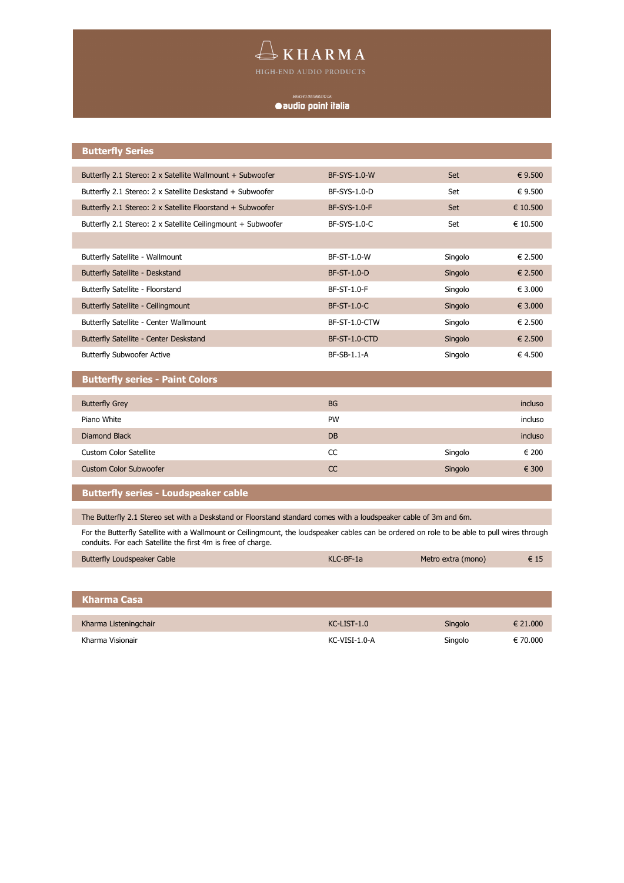KHARMA

HIGH-END AUDIO PRODUCTS

MARCHIO DISTRIBUITO DA

audio point italia

## Butterfly Series

| | | | |
|---|---|---|---|
| Butterfly 2.1 Stereo: 2 x Satellite Wallmount + Subwoofer | BF-SYS-1.0-W | Set | € 9.500 |
| Butterfly 2.1 Stereo: 2 x Satellite Deskstand + Subwoofer | BF-SYS-1.0-D | Set | € 9.500 |
| Butterfly 2.1 Stereo: 2 x Satellite Floorstand + Subwoofer | BF-SYS-1.0-F | Set | € 10.500 |
| Butterfly 2.1 Stereo: 2 x Satellite Ceilingmount + Subwoofer | BF-SYS-1.0-C | Set | € 10.500 |
| | | | |
| Butterfly Satellite - Wallmount | BF-ST-1.0-W | Singolo | € 2.500 |
| Butterfly Satellite - Deskstand | BF-ST-1.0-D | Singolo | € 2.500 |
| Butterfly Satellite - Floorstand | BF-ST-1.0-F | Singolo | € 3.000 |
| Butterfly Satellite - Ceilingmount | BF-ST-1.0-C | Singolo | € 3.000 |
| Butterfly Satellite - Center Wallmount | BF-ST-1.0-CTW | Singolo | € 2.500 |
| Butterfly Satellite - Center Deskstand | BF-ST-1.0-CTD | Singolo | € 2.500 |
| Butterfly Subwoofer Active | BF-SB-1.1-A | Singolo | € 4.500 |

## Butterfly series - Paint Colors

| | | | |
|---|---|---|---|
| Butterfly Grey | BG | | incluso |
| Piano White | PW | | incluso |
| Diamond Black | DB | | incluso |
| Custom Color Satellite | CC | Singolo | € 200 |
| Custom Color Subwoofer | CC | Singolo | € 300 |

## Butterfly series - Loudspeaker cable

The Butterfly 2.1 Stereo set with a Deskstand or Floorstand standard comes with a loudspeaker cable of 3m and 6m.

For the Butterfly Satellite with a Wallmount or Ceilingmount, the loudspeaker cables can be ordered on role to be able to pull wires through conduits. For each Satellite the first 4m is free of charge.

| | | | |
|---|---|---|---|
| Butterfly Loudspeaker Cable | KLC-BF-1a | Metro extra (mono) | € 15 |

## Kharma Casa

| | | | |
|---|---|---|---|
| Kharma Listeningchair | KC-LIST-1.0 | Singolo | € 21.000 |
| Kharma Visionair | KC-VISI-1.0-A | Singolo | € 70.000 |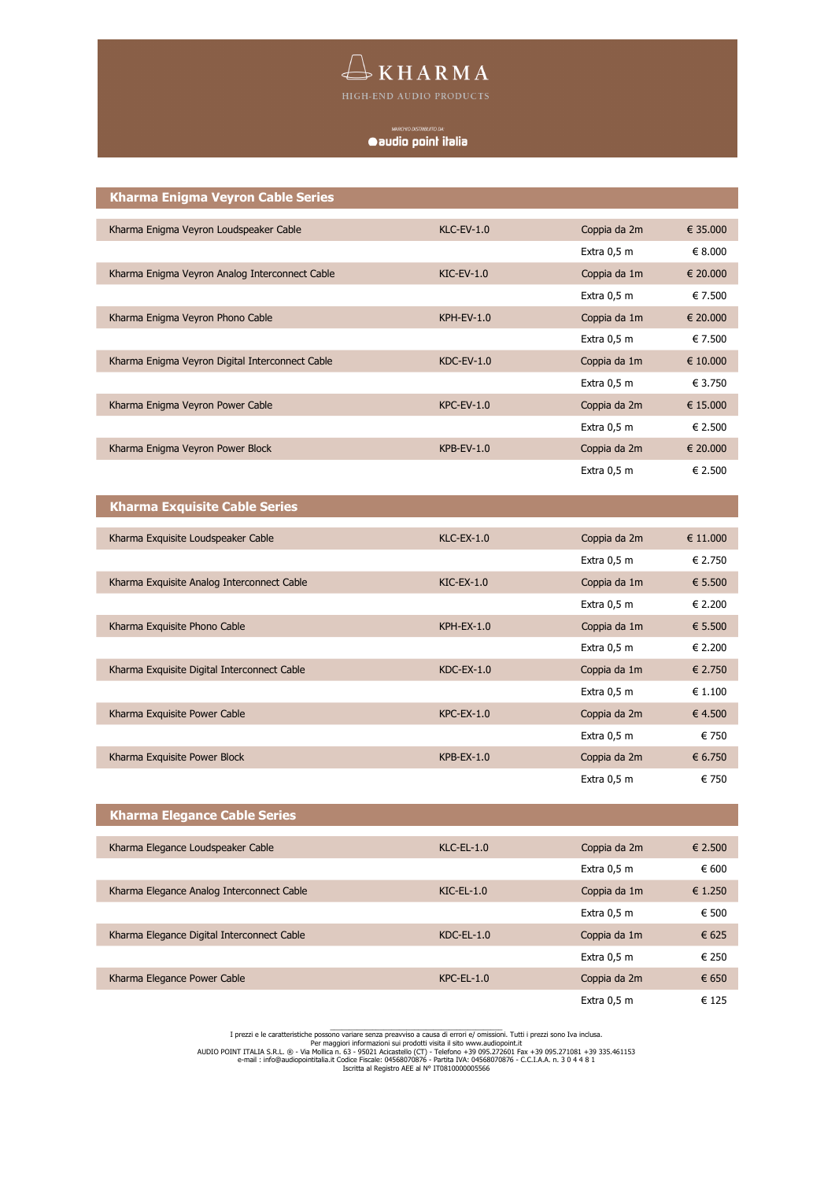# KHARMA

HIGH-END AUDIO PRODUCTS

MARCHIO DISTRIBUITO DA:

audio point italia

## Kharma Enigma Veyron Cable Series

| | | | |
|---|---|---|---|
| Kharma Enigma Veyron Loudspeaker Cable | KLC-EV-1.0 | Coppia da 2m | € 35.000 |
| | | Extra 0,5 m | € 8.000 |
| Kharma Enigma Veyron Analog Interconnect Cable | KIC-EV-1.0 | Coppia da 1m | € 20.000 |
| | | Extra 0,5 m | € 7.500 |
| Kharma Enigma Veyron Phono Cable | KPH-EV-1.0 | Coppia da 1m | € 20.000 |
| | | Extra 0,5 m | € 7.500 |
| Kharma Enigma Veyron Digital Interconnect Cable | KDC-EV-1.0 | Coppia da 1m | € 10.000 |
| | | Extra 0,5 m | € 3.750 |
| Kharma Enigma Veyron Power Cable | KPC-EV-1.0 | Coppia da 2m | € 15.000 |
| | | Extra 0,5 m | € 2.500 |
| Kharma Enigma Veyron Power Block | KPB-EV-1.0 | Coppia da 2m | € 20.000 |
| | | Extra 0,5 m | € 2.500 |

## Kharma Exquisite Cable Series

| | | | |
|---|---|---|---|
| Kharma Exquisite Loudspeaker Cable | KLC-EX-1.0 | Coppia da 2m | € 11.000 |
| | | Extra 0,5 m | € 2.750 |
| Kharma Exquisite Analog Interconnect Cable | KIC-EX-1.0 | Coppia da 1m | € 5.500 |
| | | Extra 0,5 m | € 2.200 |
| Kharma Exquisite Phono Cable | KPH-EX-1.0 | Coppia da 1m | € 5.500 |
| | | Extra 0,5 m | € 2.200 |
| Kharma Exquisite Digital Interconnect Cable | KDC-EX-1.0 | Coppia da 1m | € 2.750 |
| | | Extra 0,5 m | € 1.100 |
| Kharma Exquisite Power Cable | KPC-EX-1.0 | Coppia da 2m | € 4.500 |
| | | Extra 0,5 m | € 750 |
| Kharma Exquisite Power Block | KPB-EX-1.0 | Coppia da 2m | € 6.750 |
| | | Extra 0,5 m | € 750 |

## Kharma Elegance Cable Series

| | | | |
|---|---|---|---|
| Kharma Elegance Loudspeaker Cable | KLC-EL-1.0 | Coppia da 2m | € 2.500 |
| | | Extra 0,5 m | € 600 |
| Kharma Elegance Analog Interconnect Cable | KIC-EL-1.0 | Coppia da 1m | € 1.250 |
| | | Extra 0,5 m | € 500 |
| Kharma Elegance Digital Interconnect Cable | KDC-EL-1.0 | Coppia da 1m | € 625 |
| | | Extra 0,5 m | € 250 |
| Kharma Elegance Power Cable | KPC-EL-1.0 | Coppia da 2m | € 650 |
| | | Extra 0,5 m | € 125 |

I prezzi e le caratteristiche possono variare senza preavviso a causa di errori e/ omissioni. Tutti i prezzi sono Iva inclusa.
Per maggiori informazioni sui prodotti visita il sito www.audiopoint.it
AUDIO POINT ITALIA S.R.L. ® - Via Mollica n. 63 - 95021 Acicastello (CT) - Telefono +39 095.272601 Fax +39 095.271081 +39 335.461153
e-mail : info@audiopointitalia.it Codice Fiscale: 04568070876 - Partita IVA: 04568070876 - C.C.I.A.A. n. 3 0 4 4 8 1
Iscritta al Registro AEE al N° IT0810000005566